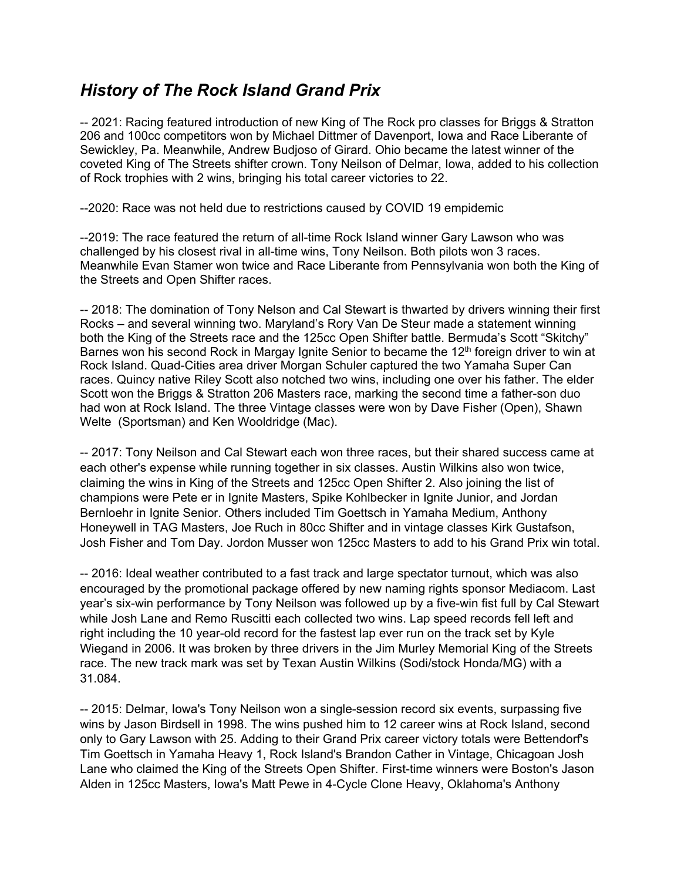## *History of The Rock Island Grand Prix*

-- 2021: Racing featured introduction of new King of The Rock pro classes for Briggs & Stratton 206 and 100cc competitors won by Michael Dittmer of Davenport, Iowa and Race Liberante of Sewickley, Pa. Meanwhile, Andrew Budjoso of Girard. Ohio became the latest winner of the coveted King of The Streets shifter crown. Tony Neilson of Delmar, Iowa, added to his collection of Rock trophies with 2 wins, bringing his total career victories to 22.

--2020: Race was not held due to restrictions caused by COVID 19 empidemic

--2019: The race featured the return of all-time Rock Island winner Gary Lawson who was challenged by his closest rival in all-time wins, Tony Neilson. Both pilots won 3 races. Meanwhile Evan Stamer won twice and Race Liberante from Pennsylvania won both the King of the Streets and Open Shifter races.

-- 2018: The domination of Tony Nelson and Cal Stewart is thwarted by drivers winning their first Rocks – and several winning two. Maryland's Rory Van De Steur made a statement winning both the King of the Streets race and the 125cc Open Shifter battle. Bermuda's Scott "Skitchy" Barnes won his second Rock in Margay Ignite Senior to became the 12th foreign driver to win at Rock Island. Quad-Cities area driver Morgan Schuler captured the two Yamaha Super Can races. Quincy native Riley Scott also notched two wins, including one over his father. The elder Scott won the Briggs & Stratton 206 Masters race, marking the second time a father-son duo had won at Rock Island. The three Vintage classes were won by Dave Fisher (Open), Shawn Welte (Sportsman) and Ken Wooldridge (Mac).

-- 2017: Tony Neilson and Cal Stewart each won three races, but their shared success came at each other's expense while running together in six classes. Austin Wilkins also won twice, claiming the wins in King of the Streets and 125cc Open Shifter 2. Also joining the list of champions were Pete er in Ignite Masters, Spike Kohlbecker in Ignite Junior, and Jordan Bernloehr in Ignite Senior. Others included Tim Goettsch in Yamaha Medium, Anthony Honeywell in TAG Masters, Joe Ruch in 80cc Shifter and in vintage classes Kirk Gustafson, Josh Fisher and Tom Day. Jordon Musser won 125cc Masters to add to his Grand Prix win total.

-- 2016: Ideal weather contributed to a fast track and large spectator turnout, which was also encouraged by the promotional package offered by new naming rights sponsor Mediacom. Last year's six-win performance by Tony Neilson was followed up by a five-win fist full by Cal Stewart while Josh Lane and Remo Ruscitti each collected two wins. Lap speed records fell left and right including the 10 year-old record for the fastest lap ever run on the track set by Kyle Wiegand in 2006. It was broken by three drivers in the Jim Murley Memorial King of the Streets race. The new track mark was set by Texan Austin Wilkins (Sodi/stock Honda/MG) with a 31.084.

-- 2015: Delmar, Iowa's Tony Neilson won a single-session record six events, surpassing five wins by Jason Birdsell in 1998. The wins pushed him to 12 career wins at Rock Island, second only to Gary Lawson with 25. Adding to their Grand Prix career victory totals were Bettendorf's Tim Goettsch in Yamaha Heavy 1, Rock Island's Brandon Cather in Vintage, Chicagoan Josh Lane who claimed the King of the Streets Open Shifter. First-time winners were Boston's Jason Alden in 125cc Masters, Iowa's Matt Pewe in 4-Cycle Clone Heavy, Oklahoma's Anthony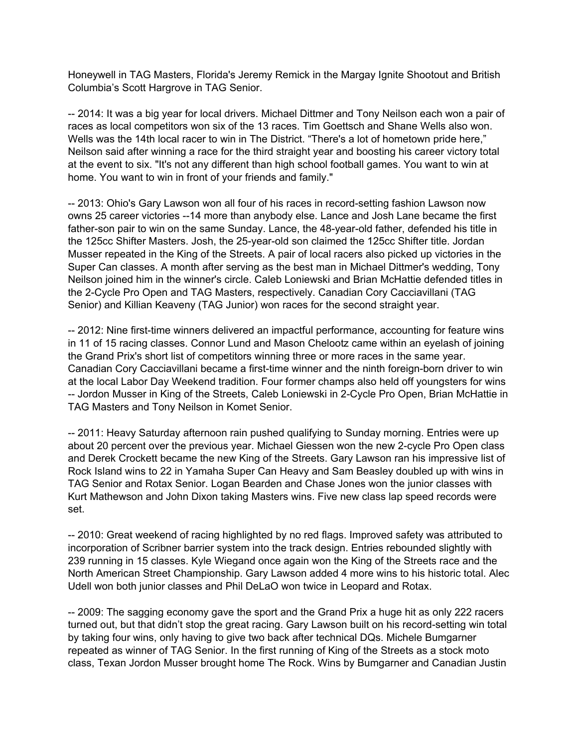Honeywell in TAG Masters, Florida's Jeremy Remick in the Margay Ignite Shootout and British Columbia’s Scott Hargrove in TAG Senior.

-- 2014: It was a big year for local drivers. Michael Dittmer and Tony Neilson each won a pair of races as local competitors won six of the 13 races. Tim Goettsch and Shane Wells also won. Wells was the 14th local racer to win in The District. “There's a lot of hometown pride here,” Neilson said after winning a race for the third straight year and boosting his career victory total at the event to six. "It's not any different than high school football games. You want to win at home. You want to win in front of your friends and family."

-- 2013: Ohio's Gary Lawson won all four of his races in record-setting fashion Lawson now owns 25 career victories --14 more than anybody else. Lance and Josh Lane became the first father-son pair to win on the same Sunday. Lance, the 48-year-old father, defended his title in the 125cc Shifter Masters. Josh, the 25-year-old son claimed the 125cc Shifter title. Jordan Musser repeated in the King of the Streets. A pair of local racers also picked up victories in the Super Can classes. A month after serving as the best man in Michael Dittmer's wedding, Tony Neilson joined him in the winner's circle. Caleb Loniewski and Brian McHattie defended titles in the 2-Cycle Pro Open and TAG Masters, respectively. Canadian Cory Cacciavillani (TAG Senior) and Killian Keaveny (TAG Junior) won races for the second straight year.

-- 2012: Nine first-time winners delivered an impactful performance, accounting for feature wins in 11 of 15 racing classes. Connor Lund and Mason Chelootz came within an eyelash of joining the Grand Prix's short list of competitors winning three or more races in the same year. Canadian Cory Cacciavillani became a first-time winner and the ninth foreign-born driver to win at the local Labor Day Weekend tradition. Four former champs also held off youngsters for wins -- Jordon Musser in King of the Streets, Caleb Loniewski in 2-Cycle Pro Open, Brian McHattie in TAG Masters and Tony Neilson in Komet Senior.

-- 2011: Heavy Saturday afternoon rain pushed qualifying to Sunday morning. Entries were up about 20 percent over the previous year. Michael Giessen won the new 2-cycle Pro Open class and Derek Crockett became the new King of the Streets. Gary Lawson ran his impressive list of Rock Island wins to 22 in Yamaha Super Can Heavy and Sam Beasley doubled up with wins in TAG Senior and Rotax Senior. Logan Bearden and Chase Jones won the junior classes with Kurt Mathewson and John Dixon taking Masters wins. Five new class lap speed records were set.

-- 2010: Great weekend of racing highlighted by no red flags. Improved safety was attributed to incorporation of Scribner barrier system into the track design. Entries rebounded slightly with 239 running in 15 classes. Kyle Wiegand once again won the King of the Streets race and the North American Street Championship. Gary Lawson added 4 more wins to his historic total. Alec Udell won both junior classes and Phil DeLaO won twice in Leopard and Rotax.

-- 2009: The sagging economy gave the sport and the Grand Prix a huge hit as only 222 racers turned out, but that didn’t stop the great racing. Gary Lawson built on his record-setting win total by taking four wins, only having to give two back after technical DQs. Michele Bumgarner repeated as winner of TAG Senior. In the first running of King of the Streets as a stock moto class, Texan Jordon Musser brought home The Rock. Wins by Bumgarner and Canadian Justin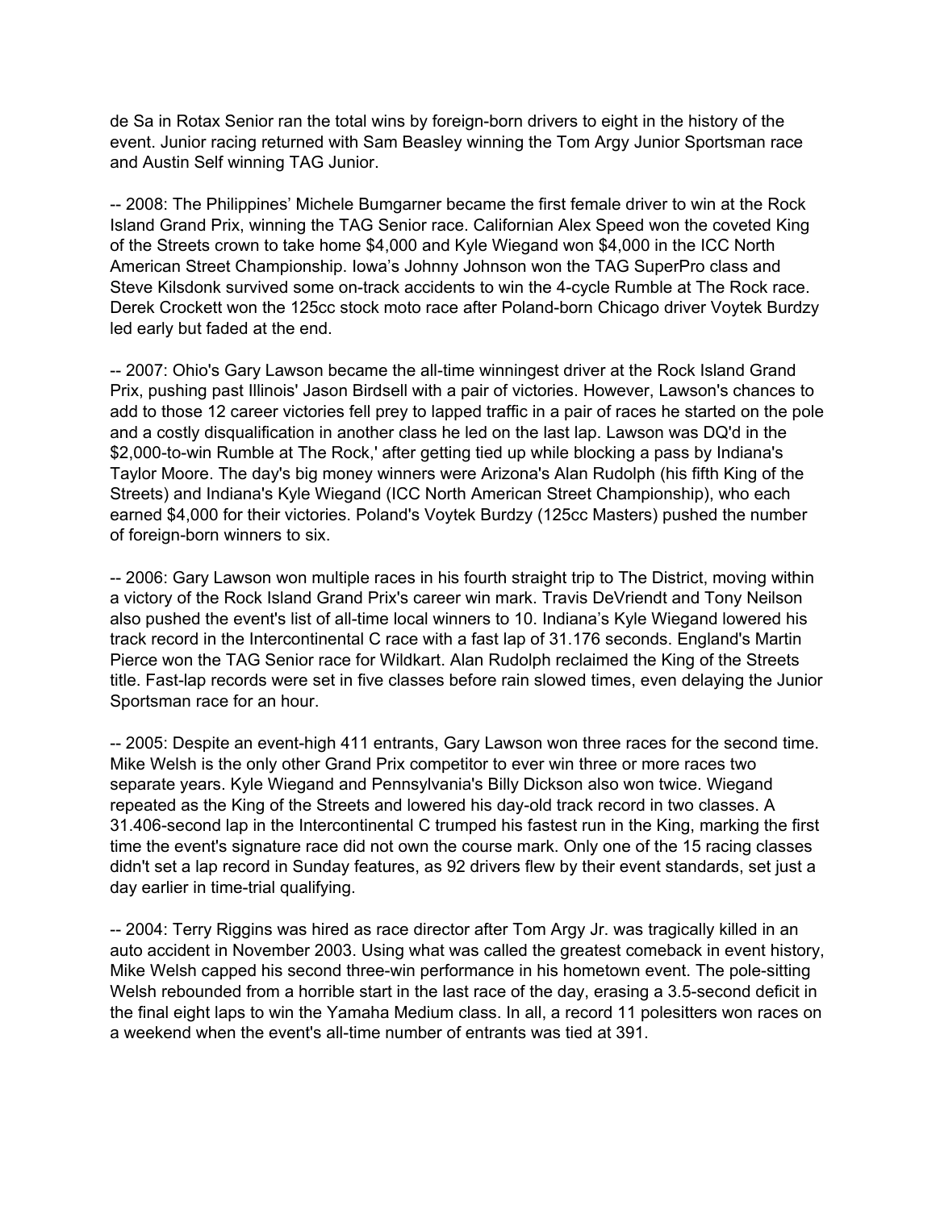de Sa in Rotax Senior ran the total wins by foreign-born drivers to eight in the history of the event. Junior racing returned with Sam Beasley winning the Tom Argy Junior Sportsman race and Austin Self winning TAG Junior.

-- 2008: The Philippines' Michele Bumgarner became the first female driver to win at the Rock Island Grand Prix, winning the TAG Senior race. Californian Alex Speed won the coveted King of the Streets crown to take home $4,000 and Kyle Wiegand won $4,000 in the ICC North American Street Championship. Iowa's Johnny Johnson won the TAG SuperPro class and Steve Kilsdonk survived some on-track accidents to win the 4-cycle Rumble at The Rock race. Derek Crockett won the 125cc stock moto race after Poland-born Chicago driver Voytek Burdzy led early but faded at the end.

-- 2007: Ohio's Gary Lawson became the all-time winningest driver at the Rock Island Grand Prix, pushing past Illinois' Jason Birdsell with a pair of victories. However, Lawson's chances to add to those 12 career victories fell prey to lapped traffic in a pair of races he started on the pole and a costly disqualification in another class he led on the last lap. Lawson was DQ'd in the $2,000-to-win Rumble at The Rock,' after getting tied up while blocking a pass by Indiana's Taylor Moore. The day's big money winners were Arizona's Alan Rudolph (his fifth King of the Streets) and Indiana's Kyle Wiegand (ICC North American Street Championship), who each earned $4,000 for their victories. Poland's Voytek Burdzy (125cc Masters) pushed the number of foreign-born winners to six.

-- 2006: Gary Lawson won multiple races in his fourth straight trip to The District, moving within a victory of the Rock Island Grand Prix's career win mark. Travis DeVriendt and Tony Neilson also pushed the event's list of all-time local winners to 10. Indiana's Kyle Wiegand lowered his track record in the Intercontinental C race with a fast lap of 31.176 seconds. England's Martin Pierce won the TAG Senior race for Wildkart. Alan Rudolph reclaimed the King of the Streets title. Fast-lap records were set in five classes before rain slowed times, even delaying the Junior Sportsman race for an hour.

-- 2005: Despite an event-high 411 entrants, Gary Lawson won three races for the second time. Mike Welsh is the only other Grand Prix competitor to ever win three or more races two separate years. Kyle Wiegand and Pennsylvania's Billy Dickson also won twice. Wiegand repeated as the King of the Streets and lowered his day-old track record in two classes. A 31.406-second lap in the Intercontinental C trumped his fastest run in the King, marking the first time the event's signature race did not own the course mark. Only one of the 15 racing classes didn't set a lap record in Sunday features, as 92 drivers flew by their event standards, set just a day earlier in time-trial qualifying.

-- 2004: Terry Riggins was hired as race director after Tom Argy Jr. was tragically killed in an auto accident in November 2003. Using what was called the greatest comeback in event history, Mike Welsh capped his second three-win performance in his hometown event. The pole-sitting Welsh rebounded from a horrible start in the last race of the day, erasing a 3.5-second deficit in the final eight laps to win the Yamaha Medium class. In all, a record 11 polesitters won races on a weekend when the event's all-time number of entrants was tied at 391.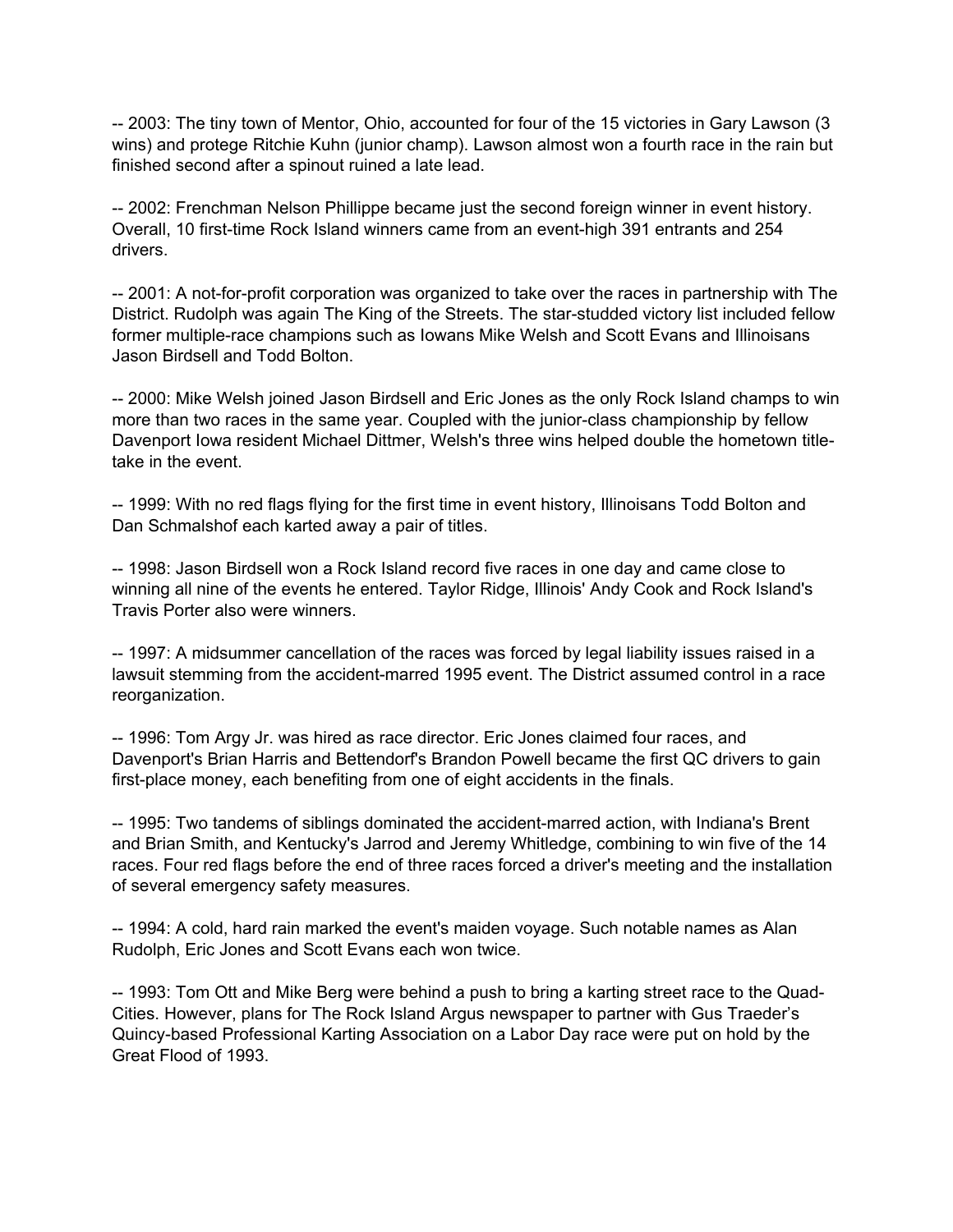-- 2003: The tiny town of Mentor, Ohio, accounted for four of the 15 victories in Gary Lawson (3 wins) and protege Ritchie Kuhn (junior champ). Lawson almost won a fourth race in the rain but finished second after a spinout ruined a late lead.

-- 2002: Frenchman Nelson Phillippe became just the second foreign winner in event history. Overall, 10 first-time Rock Island winners came from an event-high 391 entrants and 254 drivers.

-- 2001: A not-for-profit corporation was organized to take over the races in partnership with The District. Rudolph was again The King of the Streets. The star-studded victory list included fellow former multiple-race champions such as Iowans Mike Welsh and Scott Evans and Illinoisans Jason Birdsell and Todd Bolton.

-- 2000: Mike Welsh joined Jason Birdsell and Eric Jones as the only Rock Island champs to win more than two races in the same year. Coupled with the junior-class championship by fellow Davenport Iowa resident Michael Dittmer, Welsh's three wins helped double the hometown title-take in the event.

-- 1999: With no red flags flying for the first time in event history, Illinoisans Todd Bolton and Dan Schmalshof each karted away a pair of titles.

-- 1998: Jason Birdsell won a Rock Island record five races in one day and came close to winning all nine of the events he entered. Taylor Ridge, Illinois' Andy Cook and Rock Island's Travis Porter also were winners.

-- 1997: A midsummer cancellation of the races was forced by legal liability issues raised in a lawsuit stemming from the accident-marred 1995 event. The District assumed control in a race reorganization.

-- 1996: Tom Argy Jr. was hired as race director. Eric Jones claimed four races, and Davenport's Brian Harris and Bettendorf's Brandon Powell became the first QC drivers to gain first-place money, each benefiting from one of eight accidents in the finals.

-- 1995: Two tandems of siblings dominated the accident-marred action, with Indiana's Brent and Brian Smith, and Kentucky's Jarrod and Jeremy Whitledge, combining to win five of the 14 races. Four red flags before the end of three races forced a driver's meeting and the installation of several emergency safety measures.

-- 1994: A cold, hard rain marked the event's maiden voyage. Such notable names as Alan Rudolph, Eric Jones and Scott Evans each won twice.

-- 1993: Tom Ott and Mike Berg were behind a push to bring a karting street race to the Quad-Cities. However, plans for The Rock Island Argus newspaper to partner with Gus Traeder's Quincy-based Professional Karting Association on a Labor Day race were put on hold by the Great Flood of 1993.